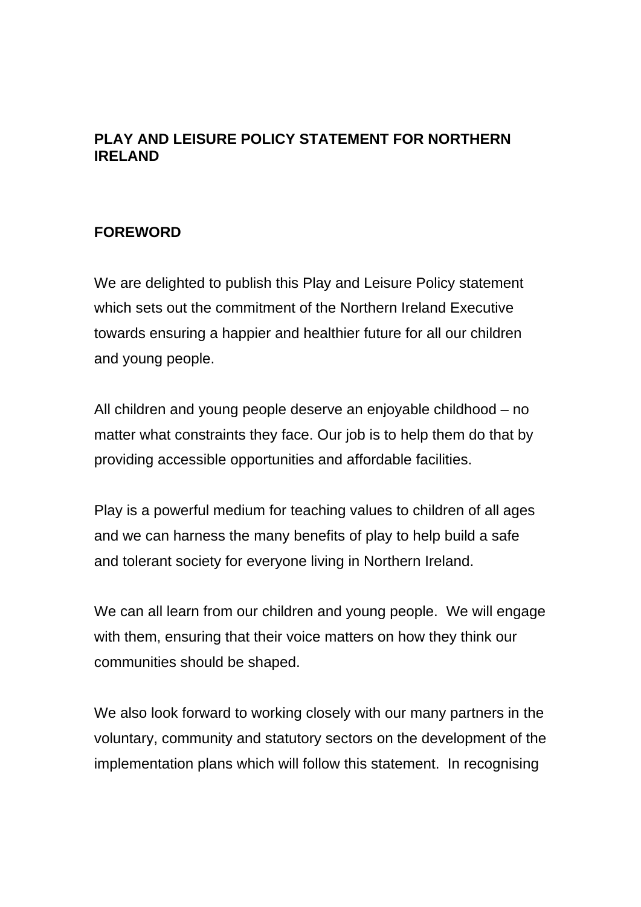# PLAY AND LEISURE POLICY STATEMENT FOR NORTHERN IRELAND

## FOREWORD

We are delighted to publish this Play and Leisure Policy statement which sets out the commitment of the Northern Ireland Executive towards ensuring a happier and healthier future for all our children and young people.

All children and young people deserve an enjoyable childhood – no matter what constraints they face. Our job is to help them do that by providing accessible opportunities and affordable facilities.

Play is a powerful medium for teaching values to children of all ages and we can harness the many benefits of play to help build a safe and tolerant society for everyone living in Northern Ireland.

We can all learn from our children and young people. We will engage with them, ensuring that their voice matters on how they think our communities should be shaped.

We also look forward to working closely with our many partners in the voluntary, community and statutory sectors on the development of the implementation plans which will follow this statement. In recognising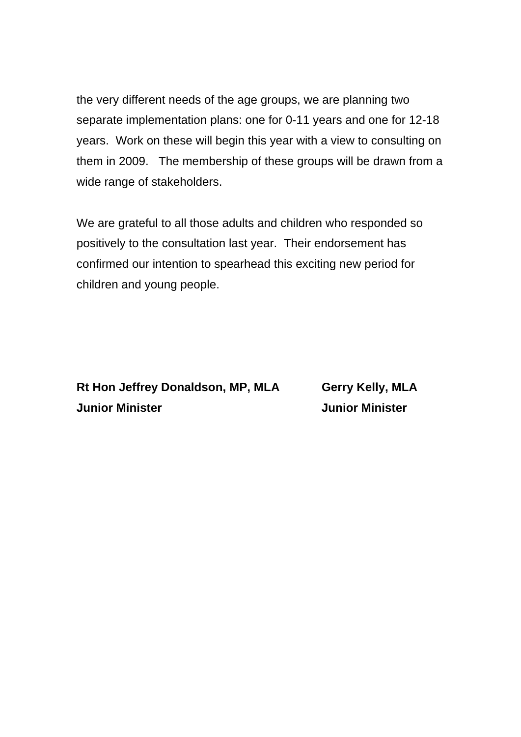the very different needs of the age groups, we are planning two separate implementation plans: one for 0-11 years and one for 12-18 years. Work on these will begin this year with a view to consulting on them in 2009. The membership of these groups will be drawn from a wide range of stakeholders.

We are grateful to all those adults and children who responded so positively to the consultation last year. Their endorsement has confirmed our intention to spearhead this exciting new period for children and young people.

**Rt Hon Jeffrey Donaldson, MP, MLA**
**Junior Minister**

**Gerry Kelly, MLA**
**Junior Minister**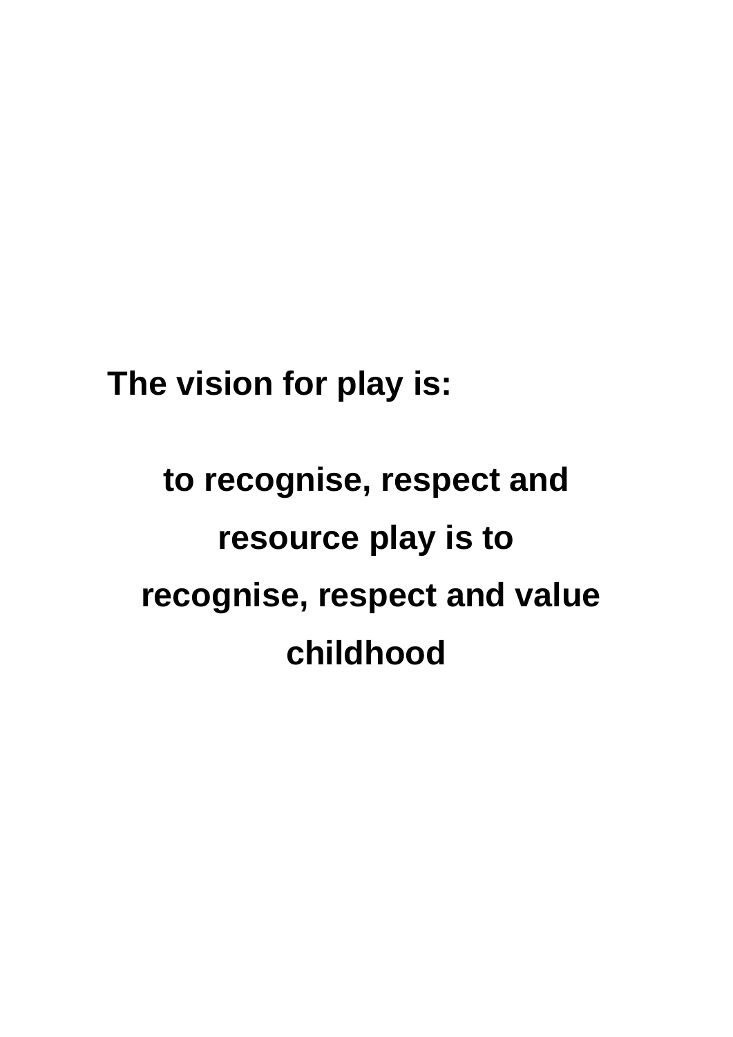**The vision for play is:**

**to recognise, respect and resource play is to recognise, respect and value childhood**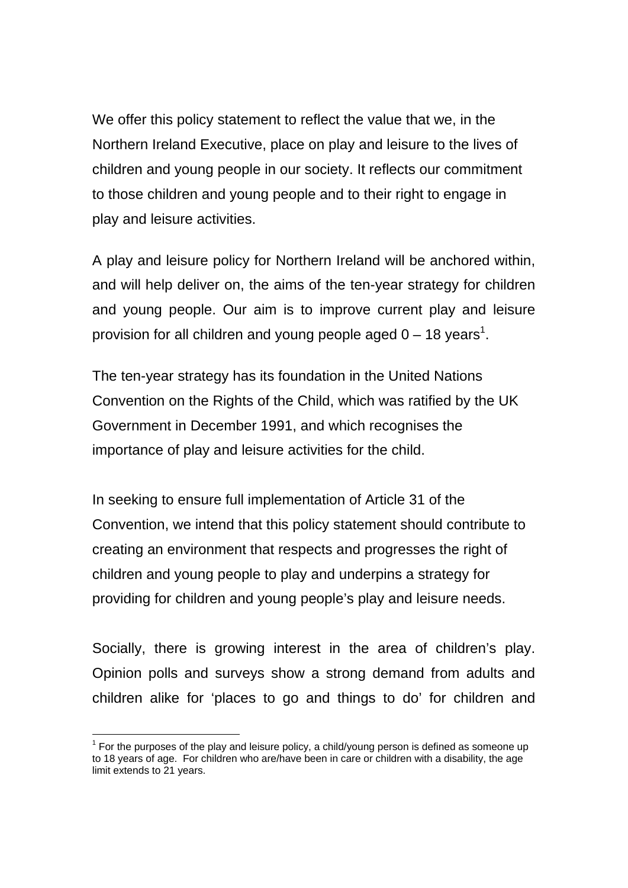We offer this policy statement to reflect the value that we, in the Northern Ireland Executive, place on play and leisure to the lives of children and young people in our society. It reflects our commitment to those children and young people and to their right to engage in play and leisure activities.

A play and leisure policy for Northern Ireland will be anchored within, and will help deliver on, the aims of the ten-year strategy for children and young people. Our aim is to improve current play and leisure provision for all children and young people aged 0 – 18 years[1].

The ten-year strategy has its foundation in the United Nations Convention on the Rights of the Child, which was ratified by the UK Government in December 1991, and which recognises the importance of play and leisure activities for the child.

In seeking to ensure full implementation of Article 31 of the Convention, we intend that this policy statement should contribute to creating an environment that respects and progresses the right of children and young people to play and underpins a strategy for providing for children and young people's play and leisure needs.

Socially, there is growing interest in the area of children's play. Opinion polls and surveys show a strong demand from adults and children alike for 'places to go and things to do' for children and

[1] For the purposes of the play and leisure policy, a child/young person is defined as someone up to 18 years of age. For children who are/have been in care or children with a disability, the age limit extends to 21 years.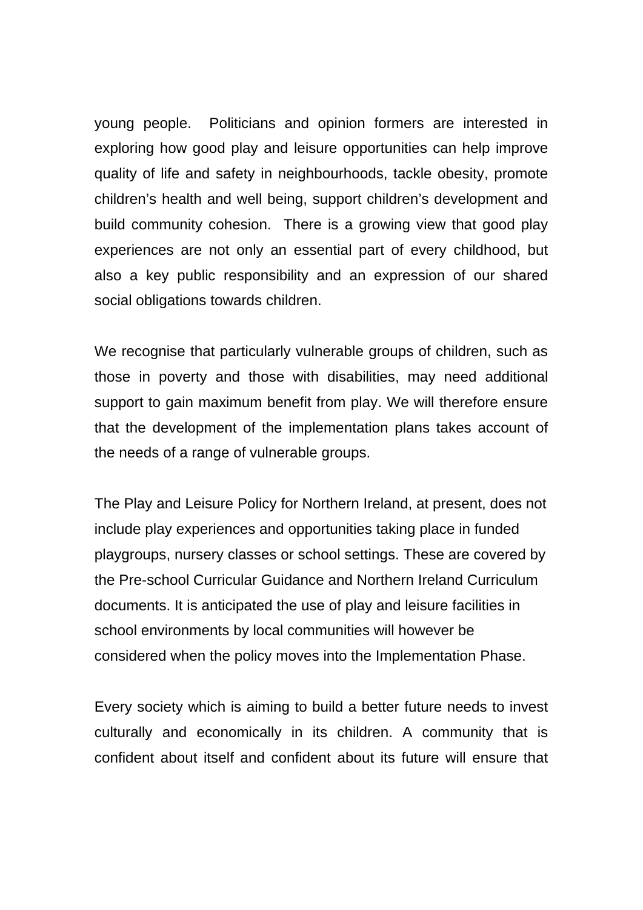young people. Politicians and opinion formers are interested in exploring how good play and leisure opportunities can help improve quality of life and safety in neighbourhoods, tackle obesity, promote children's health and well being, support children's development and build community cohesion. There is a growing view that good play experiences are not only an essential part of every childhood, but also a key public responsibility and an expression of our shared social obligations towards children.

We recognise that particularly vulnerable groups of children, such as those in poverty and those with disabilities, may need additional support to gain maximum benefit from play. We will therefore ensure that the development of the implementation plans takes account of the needs of a range of vulnerable groups.

The Play and Leisure Policy for Northern Ireland, at present, does not include play experiences and opportunities taking place in funded playgroups, nursery classes or school settings. These are covered by the Pre-school Curricular Guidance and Northern Ireland Curriculum documents. It is anticipated the use of play and leisure facilities in school environments by local communities will however be considered when the policy moves into the Implementation Phase.

Every society which is aiming to build a better future needs to invest culturally and economically in its children. A community that is confident about itself and confident about its future will ensure that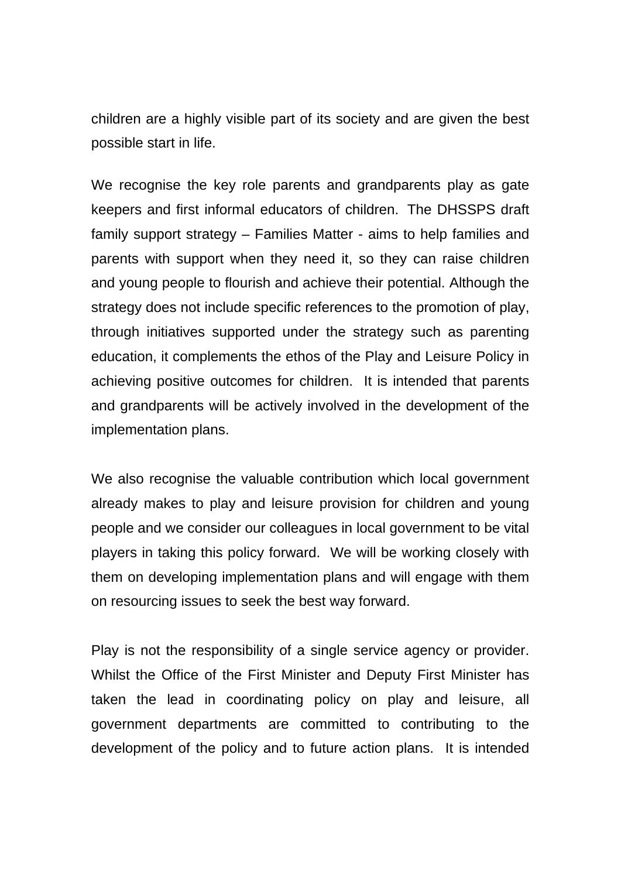children are a highly visible part of its society and are given the best possible start in life.

We recognise the key role parents and grandparents play as gate keepers and first informal educators of children. The DHSSPS draft family support strategy – Families Matter - aims to help families and parents with support when they need it, so they can raise children and young people to flourish and achieve their potential. Although the strategy does not include specific references to the promotion of play, through initiatives supported under the strategy such as parenting education, it complements the ethos of the Play and Leisure Policy in achieving positive outcomes for children. It is intended that parents and grandparents will be actively involved in the development of the implementation plans.

We also recognise the valuable contribution which local government already makes to play and leisure provision for children and young people and we consider our colleagues in local government to be vital players in taking this policy forward. We will be working closely with them on developing implementation plans and will engage with them on resourcing issues to seek the best way forward.

Play is not the responsibility of a single service agency or provider. Whilst the Office of the First Minister and Deputy First Minister has taken the lead in coordinating policy on play and leisure, all government departments are committed to contributing to the development of the policy and to future action plans. It is intended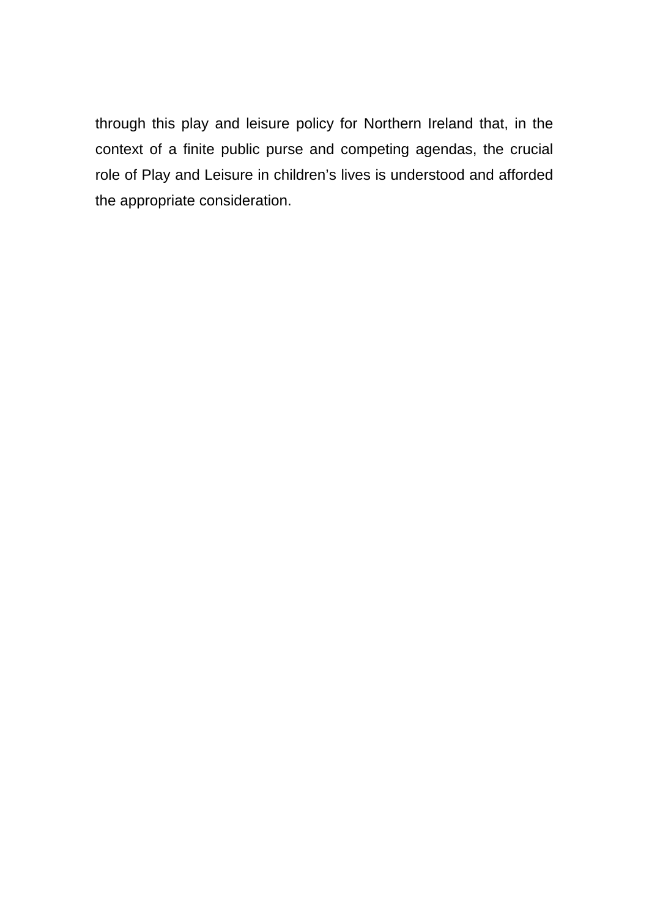through this play and leisure policy for Northern Ireland that, in the context of a finite public purse and competing agendas, the crucial role of Play and Leisure in children's lives is understood and afforded the appropriate consideration.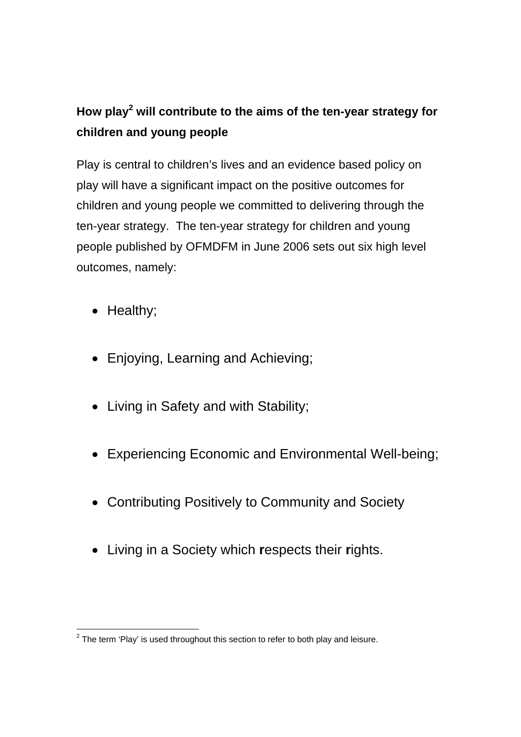**How play[2] will contribute to the aims of the ten-year strategy for children and young people**

Play is central to children's lives and an evidence based policy on play will have a significant impact on the positive outcomes for children and young people we committed to delivering through the ten-year strategy. The ten-year strategy for children and young people published by OFMDFM in June 2006 sets out six high level outcomes, namely:

- Healthy;
- Enjoying, Learning and Achieving;
- Living in Safety and with Stability;
- Experiencing Economic and Environmental Well-being;
- Contributing Positively to Community and Society
- Living in a Society which **r**espects their **r**ights.

---

[2] The term 'Play' is used throughout this section to refer to both play and leisure.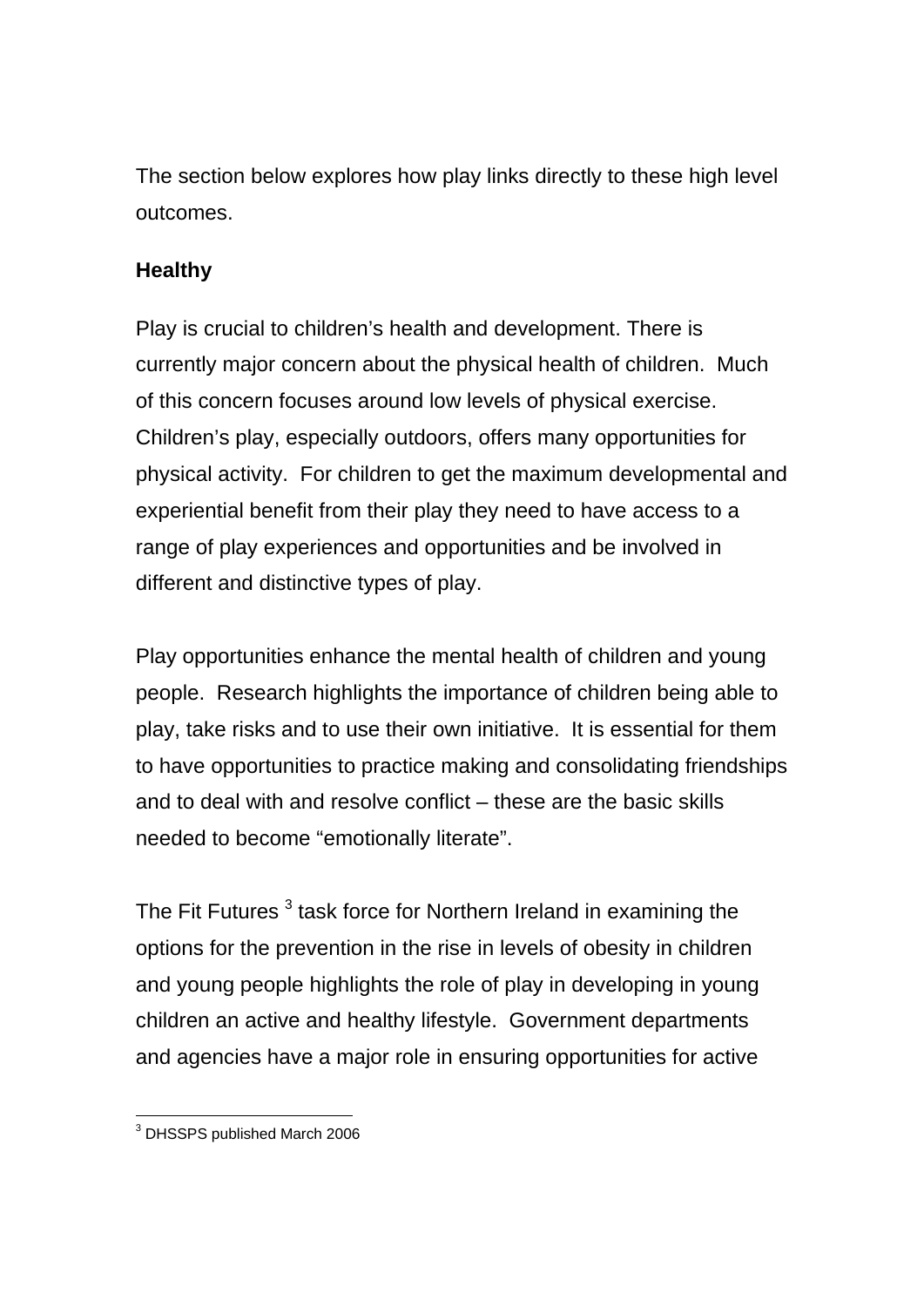The section below explores how play links directly to these high level outcomes.

**Healthy**

Play is crucial to children's health and development. There is currently major concern about the physical health of children. Much of this concern focuses around low levels of physical exercise. Children's play, especially outdoors, offers many opportunities for physical activity. For children to get the maximum developmental and experiential benefit from their play they need to have access to a range of play experiences and opportunities and be involved in different and distinctive types of play.

Play opportunities enhance the mental health of children and young people. Research highlights the importance of children being able to play, take risks and to use their own initiative. It is essential for them to have opportunities to practice making and consolidating friendships and to deal with and resolve conflict – these are the basic skills needed to become "emotionally literate".

The Fit Futures [3] task force for Northern Ireland in examining the options for the prevention in the rise in levels of obesity in children and young people highlights the role of play in developing in young children an active and healthy lifestyle. Government departments and agencies have a major role in ensuring opportunities for active

[3] DHSSPS published March 2006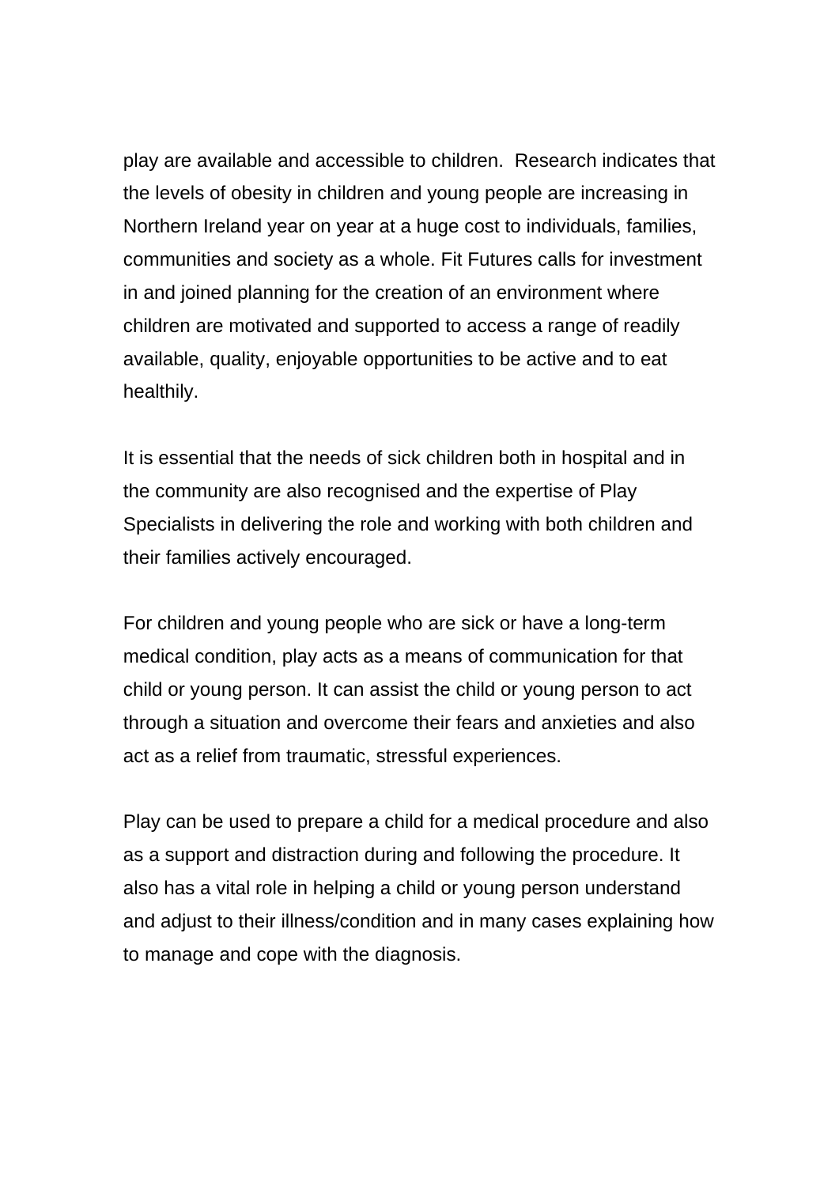play are available and accessible to children. Research indicates that the levels of obesity in children and young people are increasing in Northern Ireland year on year at a huge cost to individuals, families, communities and society as a whole. Fit Futures calls for investment in and joined planning for the creation of an environment where children are motivated and supported to access a range of readily available, quality, enjoyable opportunities to be active and to eat healthily.

It is essential that the needs of sick children both in hospital and in the community are also recognised and the expertise of Play Specialists in delivering the role and working with both children and their families actively encouraged.

For children and young people who are sick or have a long-term medical condition, play acts as a means of communication for that child or young person. It can assist the child or young person to act through a situation and overcome their fears and anxieties and also act as a relief from traumatic, stressful experiences.

Play can be used to prepare a child for a medical procedure and also as a support and distraction during and following the procedure. It also has a vital role in helping a child or young person understand and adjust to their illness/condition and in many cases explaining how to manage and cope with the diagnosis.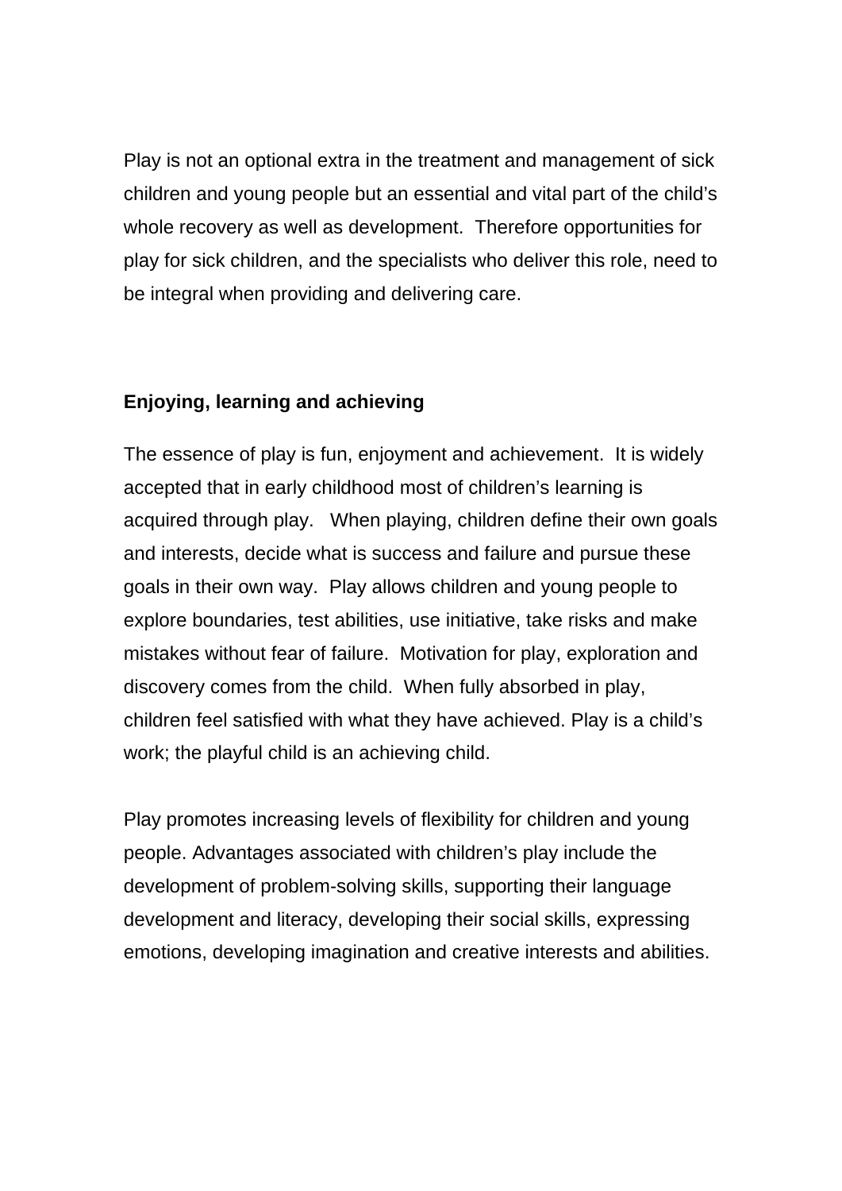Play is not an optional extra in the treatment and management of sick children and young people but an essential and vital part of the child's whole recovery as well as development. Therefore opportunities for play for sick children, and the specialists who deliver this role, need to be integral when providing and delivering care.

**Enjoying, learning and achieving**

The essence of play is fun, enjoyment and achievement. It is widely accepted that in early childhood most of children's learning is acquired through play. When playing, children define their own goals and interests, decide what is success and failure and pursue these goals in their own way. Play allows children and young people to explore boundaries, test abilities, use initiative, take risks and make mistakes without fear of failure. Motivation for play, exploration and discovery comes from the child. When fully absorbed in play, children feel satisfied with what they have achieved. Play is a child's work; the playful child is an achieving child.

Play promotes increasing levels of flexibility for children and young people. Advantages associated with children's play include the development of problem-solving skills, supporting their language development and literacy, developing their social skills, expressing emotions, developing imagination and creative interests and abilities.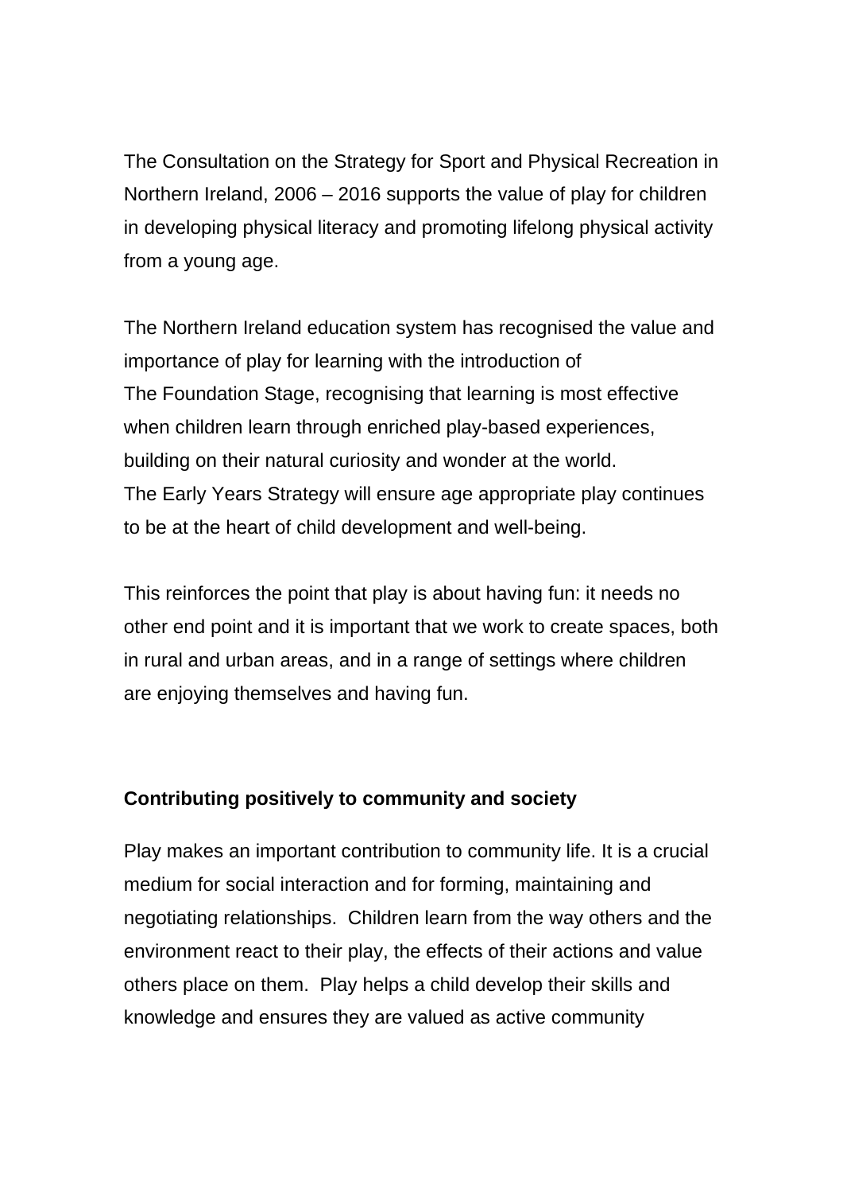The Consultation on the Strategy for Sport and Physical Recreation in Northern Ireland, 2006 – 2016 supports the value of play for children in developing physical literacy and promoting lifelong physical activity from a young age.

The Northern Ireland education system has recognised the value and importance of play for learning with the introduction of The Foundation Stage, recognising that learning is most effective when children learn through enriched play-based experiences, building on their natural curiosity and wonder at the world. The Early Years Strategy will ensure age appropriate play continues to be at the heart of child development and well-being.

This reinforces the point that play is about having fun: it needs no other end point and it is important that we work to create spaces, both in rural and urban areas, and in a range of settings where children are enjoying themselves and having fun.

**Contributing positively to community and society**

Play makes an important contribution to community life. It is a crucial medium for social interaction and for forming, maintaining and negotiating relationships. Children learn from the way others and the environment react to their play, the effects of their actions and value others place on them. Play helps a child develop their skills and knowledge and ensures they are valued as active community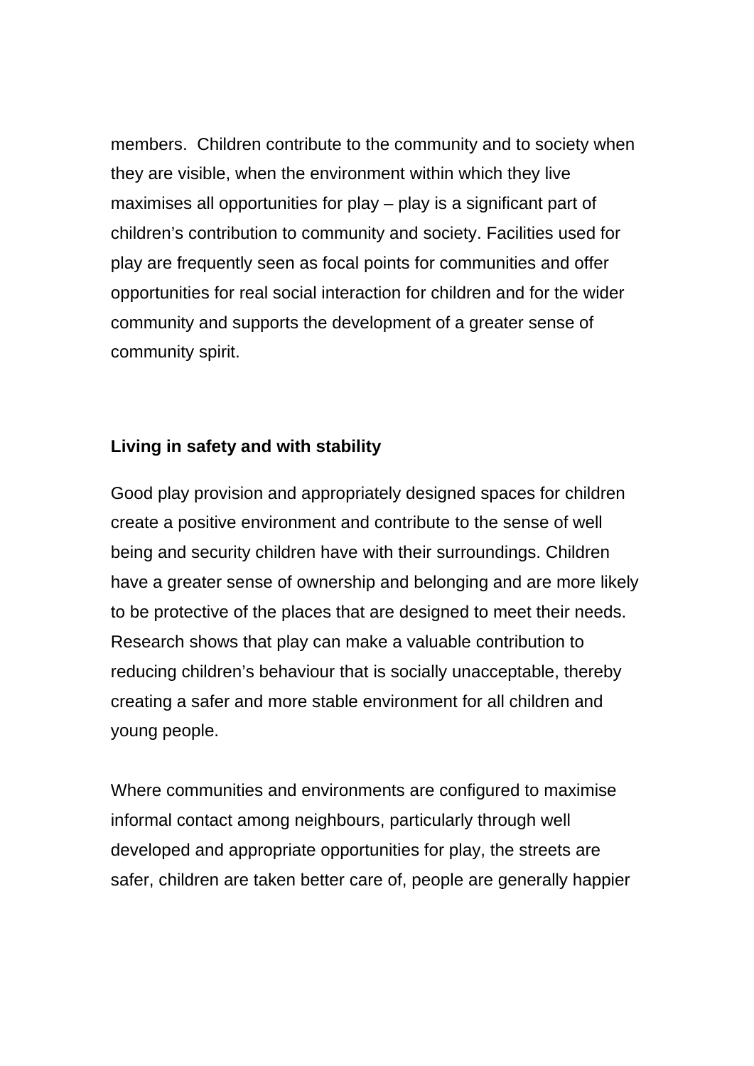members.  Children contribute to the community and to society when they are visible, when the environment within which they live maximises all opportunities for play – play is a significant part of children's contribution to community and society. Facilities used for play are frequently seen as focal points for communities and offer opportunities for real social interaction for children and for the wider community and supports the development of a greater sense of community spirit.

**Living in safety and with stability**

Good play provision and appropriately designed spaces for children create a positive environment and contribute to the sense of well being and security children have with their surroundings. Children have a greater sense of ownership and belonging and are more likely to be protective of the places that are designed to meet their needs. Research shows that play can make a valuable contribution to reducing children's behaviour that is socially unacceptable, thereby creating a safer and more stable environment for all children and young people.

Where communities and environments are configured to maximise informal contact among neighbours, particularly through well developed and appropriate opportunities for play, the streets are safer, children are taken better care of, people are generally happier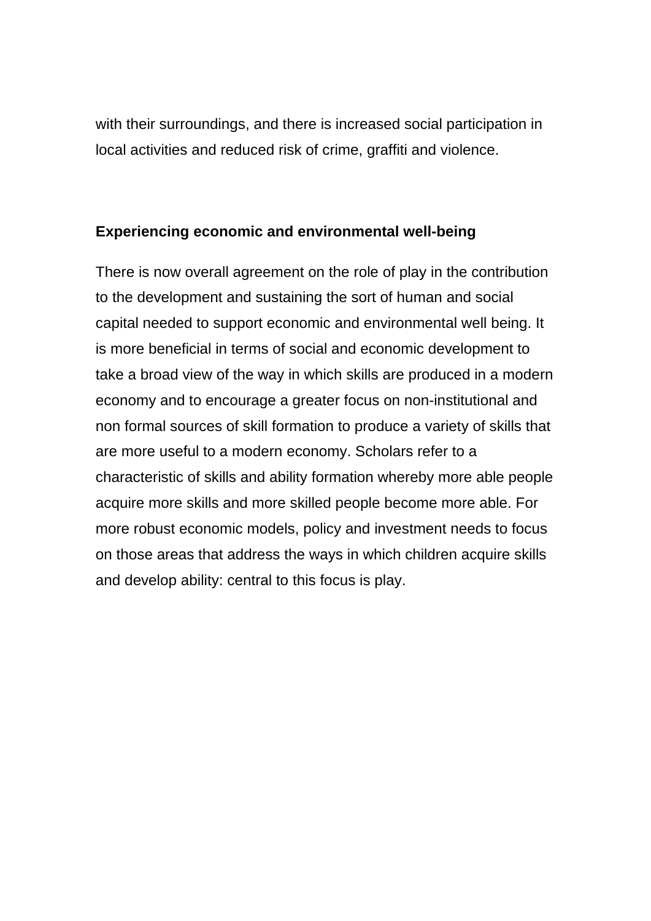with their surroundings, and there is increased social participation in local activities and reduced risk of crime, graffiti and violence.

**Experiencing economic and environmental well-being**

There is now overall agreement on the role of play in the contribution to the development and sustaining the sort of human and social capital needed to support economic and environmental well being. It is more beneficial in terms of social and economic development to take a broad view of the way in which skills are produced in a modern economy and to encourage a greater focus on non-institutional and non formal sources of skill formation to produce a variety of skills that are more useful to a modern economy. Scholars refer to a characteristic of skills and ability formation whereby more able people acquire more skills and more skilled people become more able. For more robust economic models, policy and investment needs to focus on those areas that address the ways in which children acquire skills and develop ability: central to this focus is play.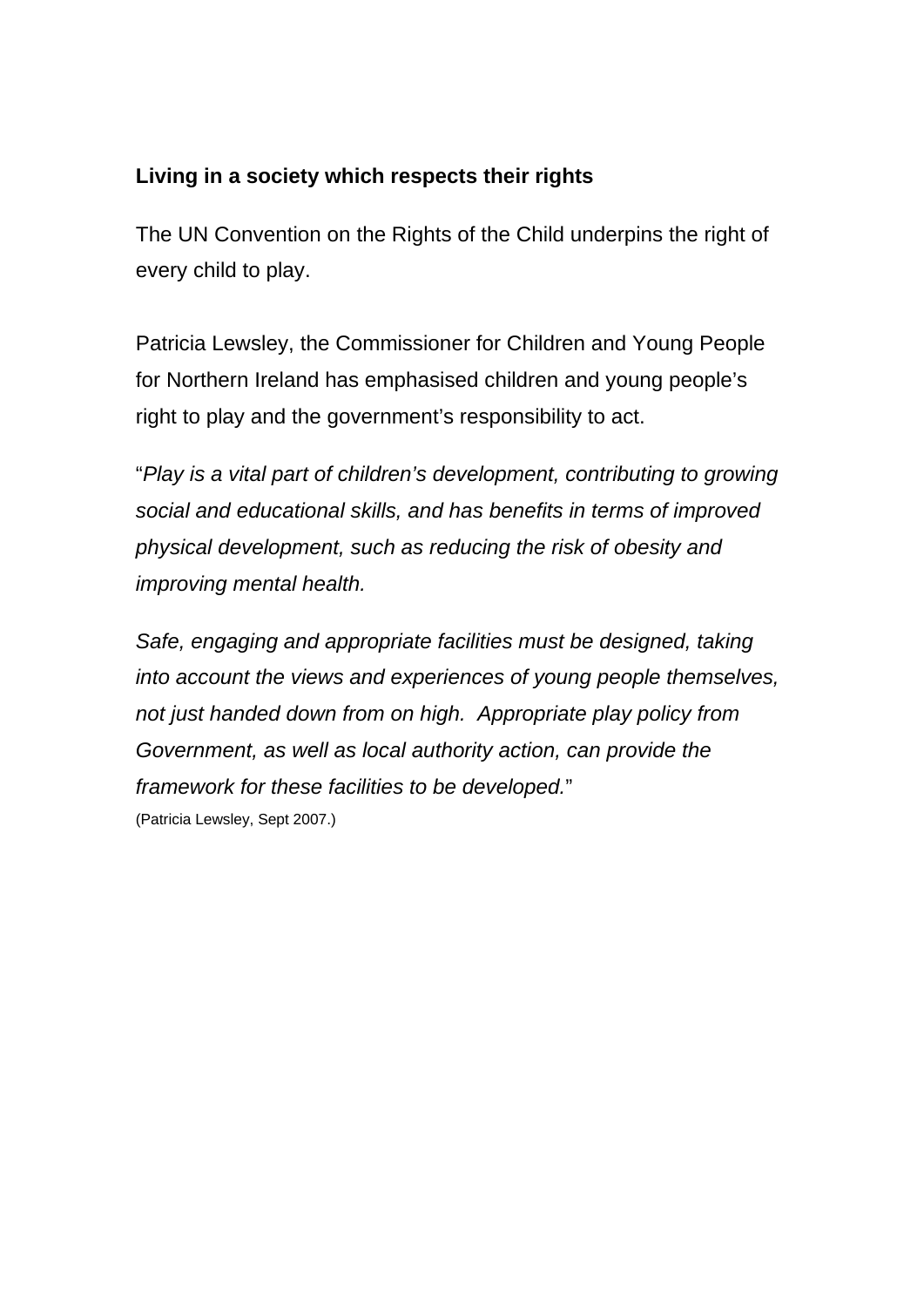**Living in a society which respects their rights**

The UN Convention on the Rights of the Child underpins the right of every child to play.

Patricia Lewsley, the Commissioner for Children and Young People for Northern Ireland has emphasised children and young people's right to play and the government's responsibility to act.

"*Play is a vital part of children's development, contributing to growing social and educational skills, and has benefits in terms of improved physical development, such as reducing the risk of obesity and improving mental health.*

*Safe, engaging and appropriate facilities must be designed, taking into account the views and experiences of young people themselves, not just handed down from on high. Appropriate play policy from Government, as well as local authority action, can provide the framework for these facilities to be developed.*"
(Patricia Lewsley, Sept 2007.)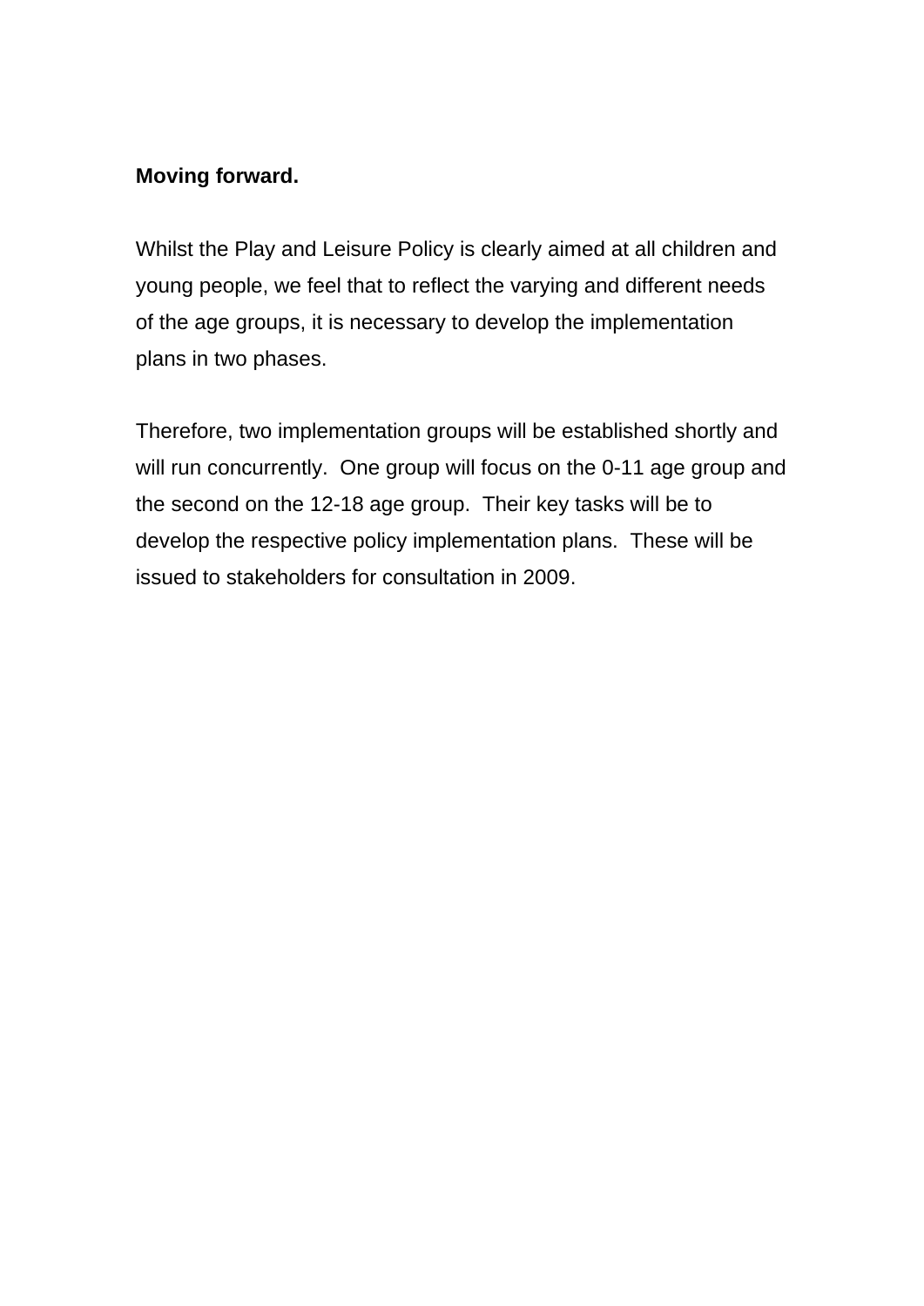**Moving forward.**

Whilst the Play and Leisure Policy is clearly aimed at all children and young people, we feel that to reflect the varying and different needs of the age groups, it is necessary to develop the implementation plans in two phases.

Therefore, two implementation groups will be established shortly and will run concurrently. One group will focus on the 0-11 age group and the second on the 12-18 age group. Their key tasks will be to develop the respective policy implementation plans. These will be issued to stakeholders for consultation in 2009.